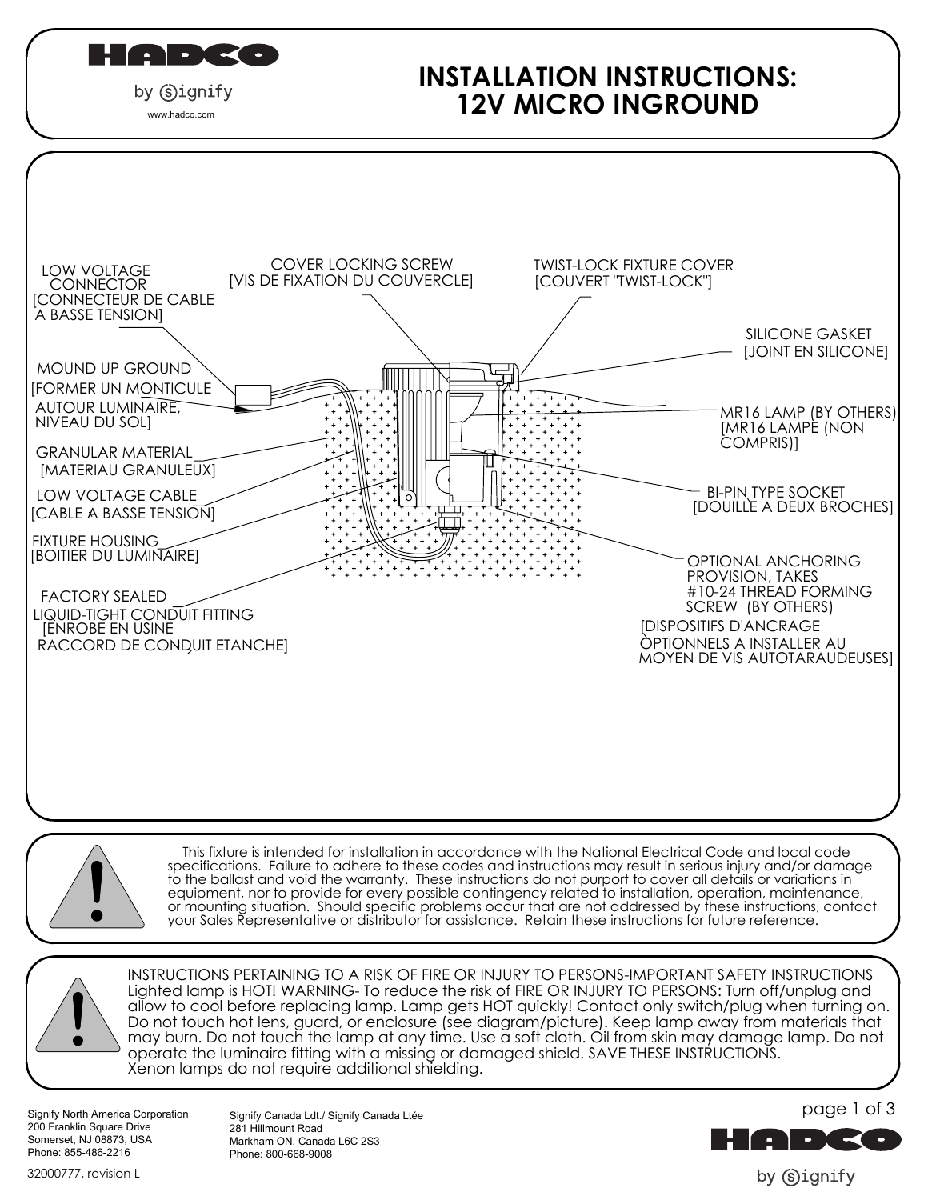# INSTALLATION INSTRUCTIONS: 12V MICRO INGROUND

HADCO by Signify
www.hadco.com

- LOW VOLTAGE CONNECTOR [CONNECTEUR DE CABLE A BASSE TENSION]
- COVER LOCKING SCREW [VIS DE FIXATION DU COUVERCLE]
- TWIST-LOCK FIXTURE COVER [COUVERT "TWIST-LOCK"]
- SILICONE GASKET [JOINT EN SILICONE]
- MOUND UP GROUND [FORMER UN MONTICULE AUTOUR LUMINAIRE, NIVEAU DU SOL]
- MR16 LAMP (BY OTHERS) [MR16 LAMPE (NON COMPRIS)]
- GRANULAR MATERIAL [MATERIAU GRANULEUX]
- LOW VOLTAGE CABLE [CABLE A BASSE TENSION]
- BI-PIN TYPE SOCKET [DOUILLE A DEUX BROCHES]
- FIXTURE HOUSING [BOITIER DU LUMINAIRE]
- OPTIONAL ANCHORING PROVISION, TAKES #10-24 THREAD FORMING SCREW (BY OTHERS) [DISPOSITIFS D'ANCRAGE OPTIONNELS A INSTALLER AU MOYEN DE VIS AUTOTARAUDEUSES]
- FACTORY SEALED LIQUID-TIGHT CONDUIT FITTING [ENROBE EN USINE RACCORD DE CONDUIT ETANCHE]

This fixture is intended for installation in accordance with the National Electrical Code and local code specifications. Failure to adhere to these codes and instructions may result in serious injury and/or damage to the ballast and void the warranty. These instructions do not purport to cover all details or variations in equipment, nor to provide for every possible contingency related to installation, operation, maintenance, or mounting situation. Should specific problems occur that are not addressed by these instructions, contact your Sales Representative or distributor for assistance. Retain these instructions for future reference.

INSTRUCTIONS PERTAINING TO A RISK OF FIRE OR INJURY TO PERSONS-IMPORTANT SAFETY INSTRUCTIONS
Lighted lamp is HOT! WARNING- To reduce the risk of FIRE OR INJURY TO PERSONS: Turn off/unplug and allow to cool before replacing lamp. Lamp gets HOT quickly! Contact only switch/plug when turning on. Do not touch hot lens, guard, or enclosure (see diagram/picture). Keep lamp away from materials that may burn. Do not touch the lamp at any time. Use a soft cloth. Oil from skin may damage lamp. Do not operate the luminaire fitting with a missing or damaged shield. SAVE THESE INSTRUCTIONS.
Xenon lamps do not require additional shielding.

Signify North America Corporation
200 Franklin Square Drive
Somerset, NJ 08873, USA
Phone: 855-486-2216

Signify Canada Ldt./ Signify Canada Ltée
281 Hillmount Road
Markham ON, Canada L6C 2S3
Phone: 800-668-9008

32000777, revision L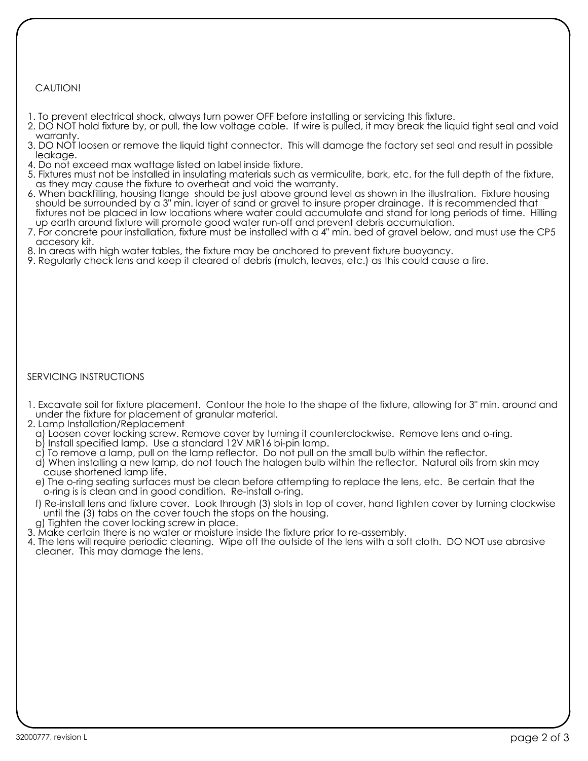## CAUTION!

1. To prevent electrical shock, always turn power OFF before installing or servicing this fixture.
2. DO NOT hold fixture by, or pull, the low voltage cable. If wire is pulled, it may break the liquid tight seal and void warranty.
3. DO NOT loosen or remove the liquid tight connector. This will damage the factory set seal and result in possible leakage.
4. Do not exceed max wattage listed on label inside fixture.
5. Fixtures must not be installed in insulating materials such as vermiculite, bark, etc. for the full depth of the fixture, as they may cause the fixture to overheat and void the warranty.
6. When backfilling, housing flange should be just above ground level as shown in the illustration. Fixture housing should be surrounded by a 3" min. layer of sand or gravel to insure proper drainage. It is recommended that fixtures not be placed in low locations where water could accumulate and stand for long periods of time. Hilling up earth around fixture will promote good water run-off and prevent debris accumulation.
7. For concrete pour installation, fixture must be installed with a 4" min. bed of gravel below, and must use the CP5 accesory kit.
8. In areas with high water tables, the fixture may be anchored to prevent fixture buoyancy.
9. Regularly check lens and keep it cleared of debris (mulch, leaves, etc.) as this could cause a fire.

## SERVICING INSTRUCTIONS

1. Excavate soil for fixture placement. Contour the hole to the shape of the fixture, allowing for 3" min. around and under the fixture for placement of granular material.
2. Lamp Installation/Replacement
   a) Loosen cover locking screw. Remove cover by turning it counterclockwise. Remove lens and o-ring.
   b) Install specified lamp. Use a standard 12V MR16 bi-pin lamp.
   c) To remove a lamp, pull on the lamp reflector. Do not pull on the small bulb within the reflector.
   d) When installing a new lamp, do not touch the halogen bulb within the reflector. Natural oils from skin may cause shortened lamp life.
   e) The o-ring seating surfaces must be clean before attempting to replace the lens, etc. Be certain that the o-ring is is clean and in good condition. Re-install o-ring.
   f) Re-install lens and fixture cover. Look through (3) slots in top of cover, hand tighten cover by turning clockwise until the (3) tabs on the cover touch the stops on the housing.
   g) Tighten the cover locking screw in place.
3. Make certain there is no water or moisture inside the fixture prior to re-assembly.
4. The lens will require periodic cleaning. Wipe off the outside of the lens with a soft cloth. DO NOT use abrasive cleaner. This may damage the lens.

32000777, revision L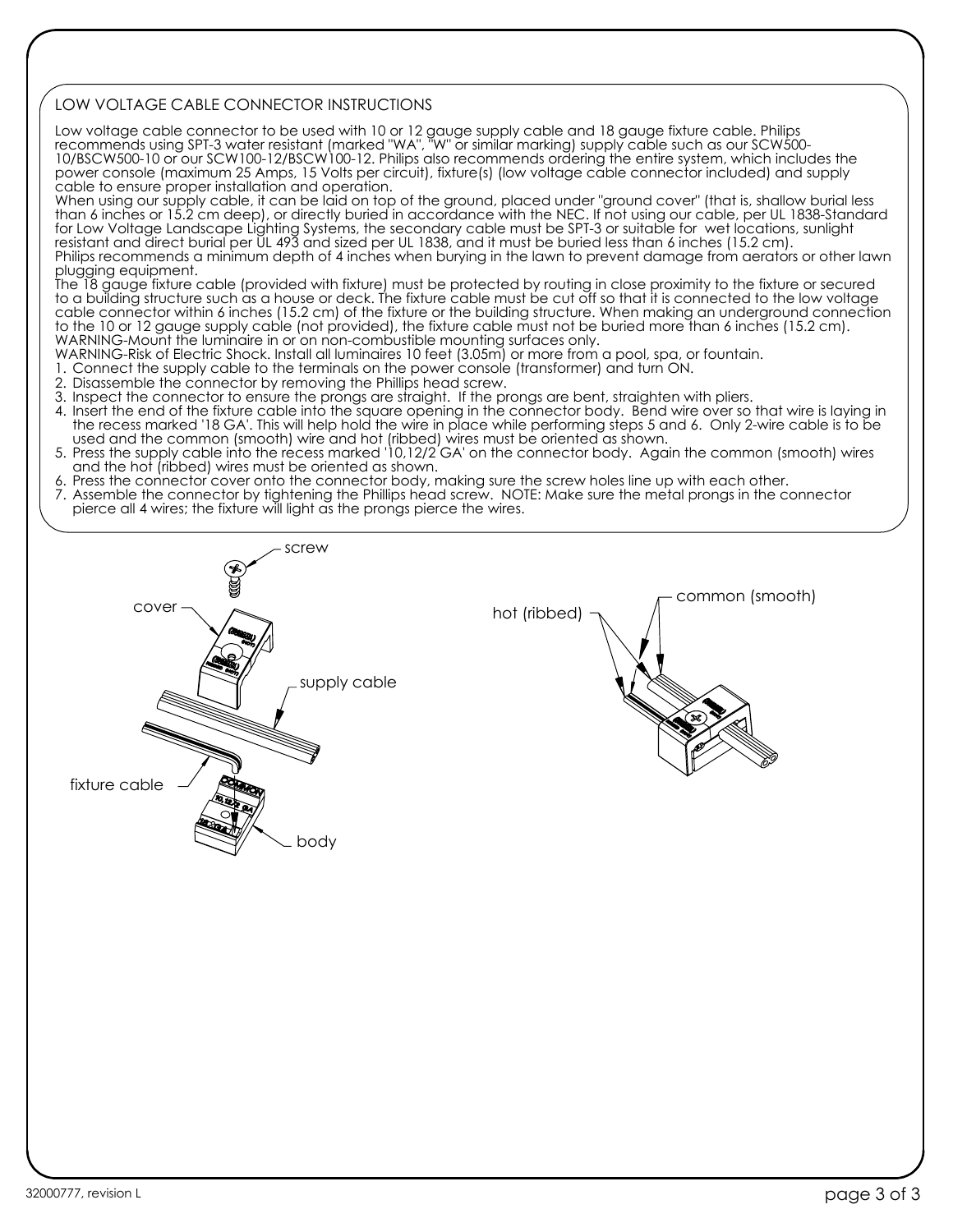## LOW VOLTAGE CABLE CONNECTOR INSTRUCTIONS

Low voltage cable connector to be used with 10 or 12 gauge supply cable and 18 gauge fixture cable. Philips recommends using SPT-3 water resistant (marked "WA", "W" or similar marking) supply cable such as our SCW500-10/BSCW500-10 or our SCW100-12/BSCW100-12. Philips also recommends ordering the entire system, which includes the power console (maximum 25 Amps, 15 Volts per circuit), fixture(s) (low voltage cable connector included) and supply cable to ensure proper installation and operation.

When using our supply cable, it can be laid on top of the ground, placed under "ground cover" (that is, shallow burial less than 6 inches or 15.2 cm deep), or directly buried in accordance with the NEC. If not using our cable, per UL 1838-Standard for Low Voltage Landscape Lighting Systems, the secondary cable must be SPT-3 or suitable for wet locations, sunlight resistant and direct burial per UL 493 and sized per UL 1838, and it must be buried less than 6 inches (15.2 cm).

Philips recommends a minimum depth of 4 inches when burying in the lawn to prevent damage from aerators or other lawn plugging equipment.

The 18 gauge fixture cable (provided with fixture) must be protected by routing in close proximity to the fixture or secured to a building structure such as a house or deck. The fixture cable must be cut off so that it is connected to the low voltage cable connector within 6 inches (15.2 cm) of the fixture or the building structure. When making an underground connection to the 10 or 12 gauge supply cable (not provided), the fixture cable must not be buried more than 6 inches (15.2 cm).

WARNING-Mount the luminaire in or on non-combustible mounting surfaces only.

WARNING-Risk of Electric Shock. Install all luminaires 10 feet (3.05m) or more from a pool, spa, or fountain.

1. Connect the supply cable to the terminals on the power console (transformer) and turn ON.
2. Disassemble the connector by removing the Phillips head screw.
3. Inspect the connector to ensure the prongs are straight. If the prongs are bent, straighten with pliers.
4. Insert the end of the fixture cable into the square opening in the connector body. Bend wire over so that wire is laying in the recess marked '18 GA'. This will help hold the wire in place while performing steps 5 and 6. Only 2-wire cable is to be used and the common (smooth) wire and hot (ribbed) wires must be oriented as shown.
5. Press the supply cable into the recess marked '10,12/2 GA' on the connector body. Again the common (smooth) wires and the hot (ribbed) wires must be oriented as shown.
6. Press the connector cover onto the connector body, making sure the screw holes line up with each other.
7. Assemble the connector by tightening the Phillips head screw. NOTE: Make sure the metal prongs in the connector pierce all 4 wires; the fixture will light as the prongs pierce the wires.

screw

cover

supply cable

fixture cable

body

hot (ribbed)

common (smooth)

32000777, revision L